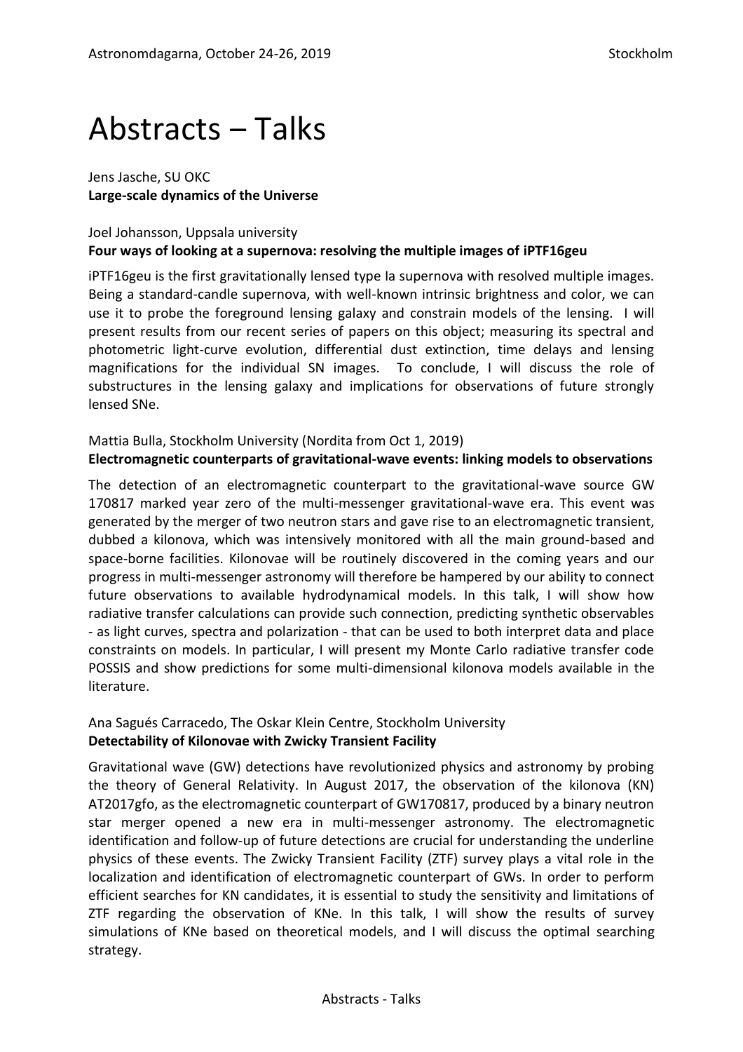# Abstracts – Talks

Jens Jasche, SU OKC
**Large-scale dynamics of the Universe**

Joel Johansson, Uppsala university
**Four ways of looking at a supernova: resolving the multiple images of iPTF16geu**

iPTF16geu is the first gravitationally lensed type Ia supernova with resolved multiple images. Being a standard-candle supernova, with well-known intrinsic brightness and color, we can use it to probe the foreground lensing galaxy and constrain models of the lensing. I will present results from our recent series of papers on this object; measuring its spectral and photometric light-curve evolution, differential dust extinction, time delays and lensing magnifications for the individual SN images. To conclude, I will discuss the role of substructures in the lensing galaxy and implications for observations of future strongly lensed SNe.

Mattia Bulla, Stockholm University (Nordita from Oct 1, 2019)
**Electromagnetic counterparts of gravitational-wave events: linking models to observations**

The detection of an electromagnetic counterpart to the gravitational-wave source GW 170817 marked year zero of the multi-messenger gravitational-wave era. This event was generated by the merger of two neutron stars and gave rise to an electromagnetic transient, dubbed a kilonova, which was intensively monitored with all the main ground-based and space-borne facilities. Kilonovae will be routinely discovered in the coming years and our progress in multi-messenger astronomy will therefore be hampered by our ability to connect future observations to available hydrodynamical models. In this talk, I will show how radiative transfer calculations can provide such connection, predicting synthetic observables - as light curves, spectra and polarization - that can be used to both interpret data and place constraints on models. In particular, I will present my Monte Carlo radiative transfer code POSSIS and show predictions for some multi-dimensional kilonova models available in the literature.

Ana Sagués Carracedo, The Oskar Klein Centre, Stockholm University
**Detectability of Kilonovae with Zwicky Transient Facility**

Gravitational wave (GW) detections have revolutionized physics and astronomy by probing the theory of General Relativity. In August 2017, the observation of the kilonova (KN) AT2017gfo, as the electromagnetic counterpart of GW170817, produced by a binary neutron star merger opened a new era in multi-messenger astronomy. The electromagnetic identification and follow-up of future detections are crucial for understanding the underline physics of these events. The Zwicky Transient Facility (ZTF) survey plays a vital role in the localization and identification of electromagnetic counterpart of GWs. In order to perform efficient searches for KN candidates, it is essential to study the sensitivity and limitations of ZTF regarding the observation of KNe. In this talk, I will show the results of survey simulations of KNe based on theoretical models, and I will discuss the optimal searching strategy.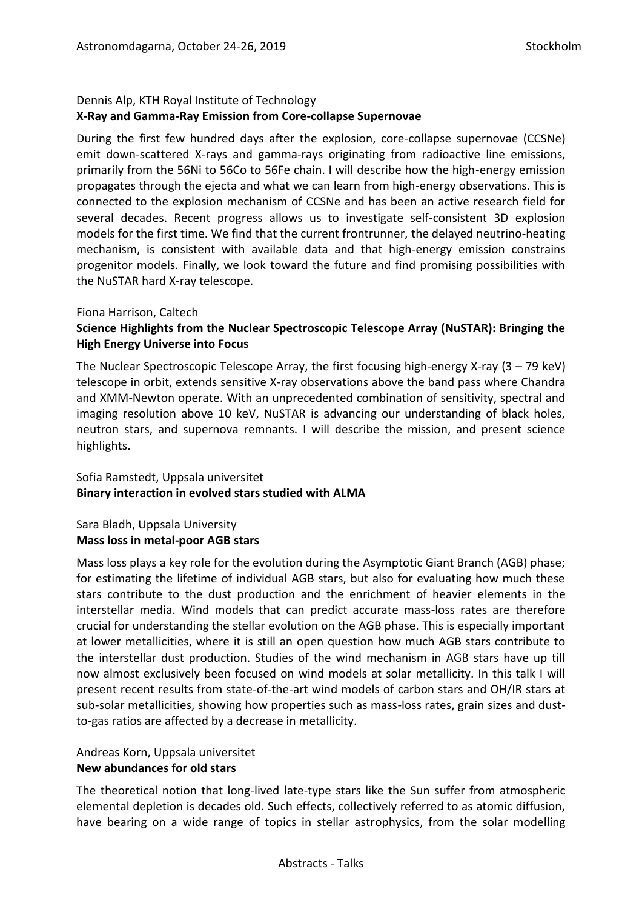Dennis Alp, KTH Royal Institute of Technology

**X-Ray and Gamma-Ray Emission from Core-collapse Supernovae**

During the first few hundred days after the explosion, core-collapse supernovae (CCSNe) emit down-scattered X-rays and gamma-rays originating from radioactive line emissions, primarily from the 56Ni to 56Co to 56Fe chain. I will describe how the high-energy emission propagates through the ejecta and what we can learn from high-energy observations. This is connected to the explosion mechanism of CCSNe and has been an active research field for several decades. Recent progress allows us to investigate self-consistent 3D explosion models for the first time. We find that the current frontrunner, the delayed neutrino-heating mechanism, is consistent with available data and that high-energy emission constrains progenitor models. Finally, we look toward the future and find promising possibilities with the NuSTAR hard X-ray telescope.

Fiona Harrison, Caltech

**Science Highlights from the Nuclear Spectroscopic Telescope Array (NuSTAR): Bringing the High Energy Universe into Focus**

The Nuclear Spectroscopic Telescope Array, the first focusing high-energy X-ray (3 – 79 keV) telescope in orbit, extends sensitive X-ray observations above the band pass where Chandra and XMM-Newton operate. With an unprecedented combination of sensitivity, spectral and imaging resolution above 10 keV, NuSTAR is advancing our understanding of black holes, neutron stars, and supernova remnants. I will describe the mission, and present science highlights.

Sofia Ramstedt, Uppsala universitet

**Binary interaction in evolved stars studied with ALMA**

Sara Bladh, Uppsala University

**Mass loss in metal-poor AGB stars**

Mass loss plays a key role for the evolution during the Asymptotic Giant Branch (AGB) phase; for estimating the lifetime of individual AGB stars, but also for evaluating how much these stars contribute to the dust production and the enrichment of heavier elements in the interstellar media. Wind models that can predict accurate mass-loss rates are therefore crucial for understanding the stellar evolution on the AGB phase. This is especially important at lower metallicities, where it is still an open question how much AGB stars contribute to the interstellar dust production. Studies of the wind mechanism in AGB stars have up till now almost exclusively been focused on wind models at solar metallicity. In this talk I will present recent results from state-of-the-art wind models of carbon stars and OH/IR stars at sub-solar metallicities, showing how properties such as mass-loss rates, grain sizes and dust-to-gas ratios are affected by a decrease in metallicity.

Andreas Korn, Uppsala universitet

**New abundances for old stars**

The theoretical notion that long-lived late-type stars like the Sun suffer from atmospheric elemental depletion is decades old. Such effects, collectively referred to as atomic diffusion, have bearing on a wide range of topics in stellar astrophysics, from the solar modelling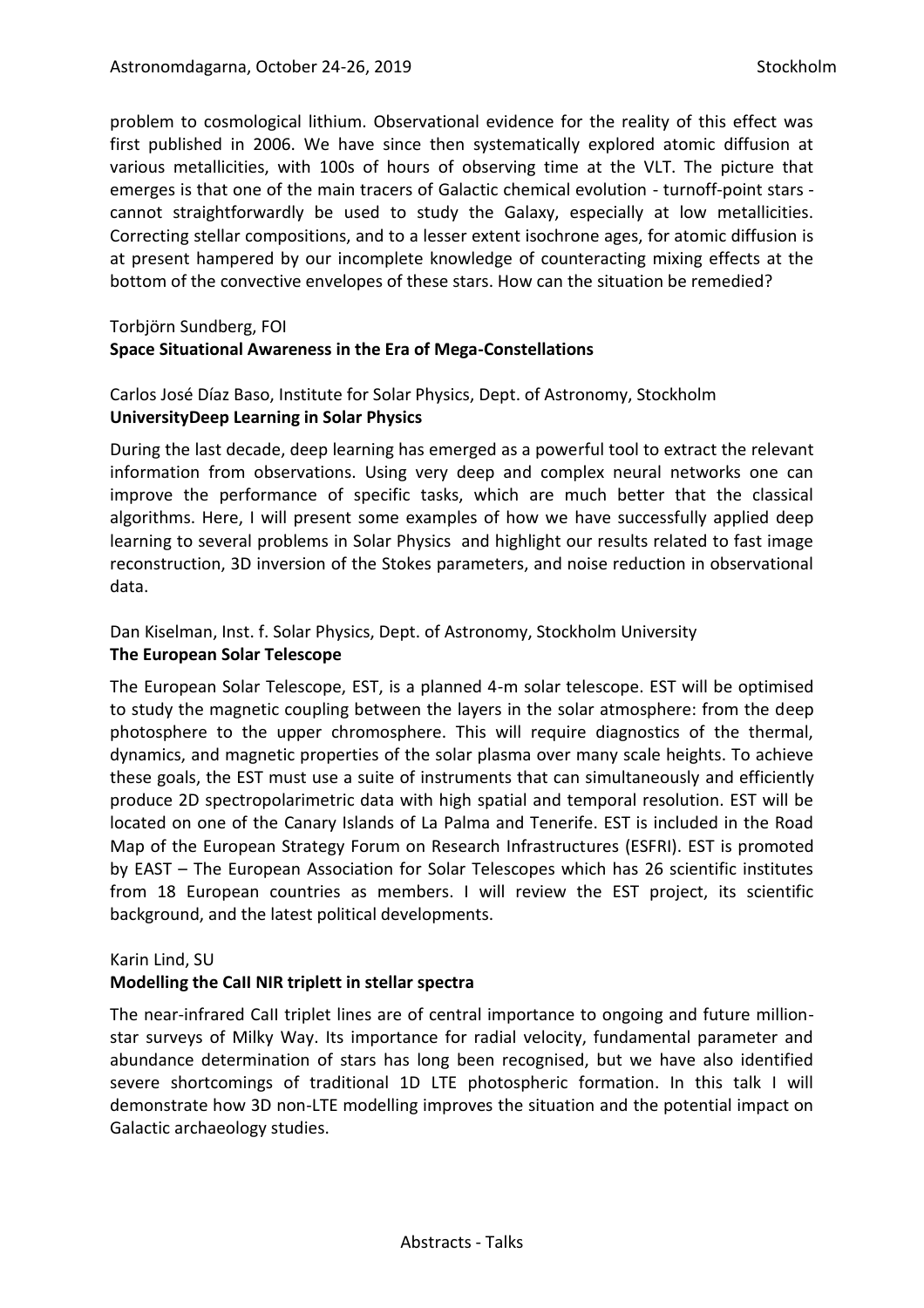problem to cosmological lithium. Observational evidence for the reality of this effect was first published in 2006. We have since then systematically explored atomic diffusion at various metallicities, with 100s of hours of observing time at the VLT. The picture that emerges is that one of the main tracers of Galactic chemical evolution - turnoff-point stars - cannot straightforwardly be used to study the Galaxy, especially at low metallicities. Correcting stellar compositions, and to a lesser extent isochrone ages, for atomic diffusion is at present hampered by our incomplete knowledge of counteracting mixing effects at the bottom of the convective envelopes of these stars. How can the situation be remedied?

Torbjörn Sundberg, FOI

**Space Situational Awareness in the Era of Mega-Constellations**

Carlos José Díaz Baso, Institute for Solar Physics, Dept. of Astronomy, Stockholm

**UniversityDeep Learning in Solar Physics**

During the last decade, deep learning has emerged as a powerful tool to extract the relevant information from observations. Using very deep and complex neural networks one can improve the performance of specific tasks, which are much better that the classical algorithms. Here, I will present some examples of how we have successfully applied deep learning to several problems in Solar Physics and highlight our results related to fast image reconstruction, 3D inversion of the Stokes parameters, and noise reduction in observational data.

Dan Kiselman, Inst. f. Solar Physics, Dept. of Astronomy, Stockholm University

**The European Solar Telescope**

The European Solar Telescope, EST, is a planned 4-m solar telescope. EST will be optimised to study the magnetic coupling between the layers in the solar atmosphere: from the deep photosphere to the upper chromosphere. This will require diagnostics of the thermal, dynamics, and magnetic properties of the solar plasma over many scale heights. To achieve these goals, the EST must use a suite of instruments that can simultaneously and efficiently produce 2D spectropolarimetric data with high spatial and temporal resolution. EST will be located on one of the Canary Islands of La Palma and Tenerife. EST is included in the Road Map of the European Strategy Forum on Research Infrastructures (ESFRI). EST is promoted by EAST – The European Association for Solar Telescopes which has 26 scientific institutes from 18 European countries as members. I will review the EST project, its scientific background, and the latest political developments.

Karin Lind, SU

**Modelling the CaII NIR triplett in stellar spectra**

The near-infrared CaII triplet lines are of central importance to ongoing and future million-star surveys of Milky Way. Its importance for radial velocity, fundamental parameter and abundance determination of stars has long been recognised, but we have also identified severe shortcomings of traditional 1D LTE photospheric formation. In this talk I will demonstrate how 3D non-LTE modelling improves the situation and the potential impact on Galactic archaeology studies.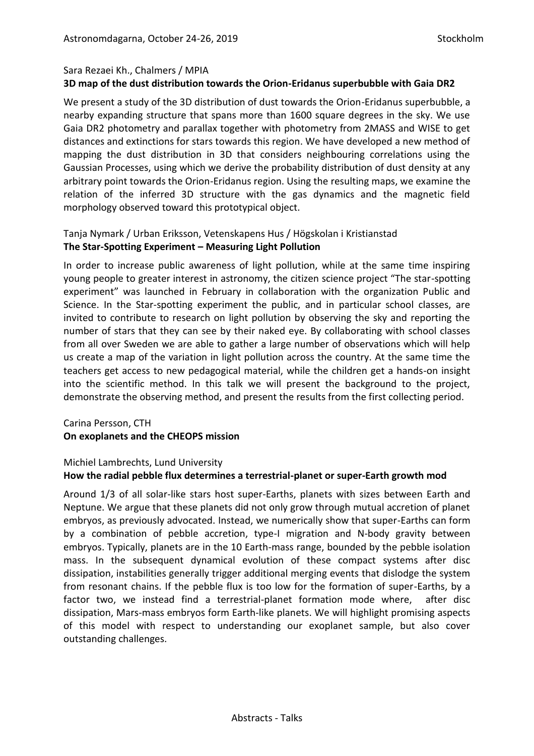Sara Rezaei Kh., Chalmers / MPIA

**3D map of the dust distribution towards the Orion-Eridanus superbubble with Gaia DR2**

We present a study of the 3D distribution of dust towards the Orion-Eridanus superbubble, a nearby expanding structure that spans more than 1600 square degrees in the sky. We use Gaia DR2 photometry and parallax together with photometry from 2MASS and WISE to get distances and extinctions for stars towards this region. We have developed a new method of mapping the dust distribution in 3D that considers neighbouring correlations using the Gaussian Processes, using which we derive the probability distribution of dust density at any arbitrary point towards the Orion-Eridanus region. Using the resulting maps, we examine the relation of the inferred 3D structure with the gas dynamics and the magnetic field morphology observed toward this prototypical object.

Tanja Nymark / Urban Eriksson, Vetenskapens Hus / Högskolan i Kristianstad

**The Star-Spotting Experiment – Measuring Light Pollution**

In order to increase public awareness of light pollution, while at the same time inspiring young people to greater interest in astronomy, the citizen science project "The star-spotting experiment" was launched in February in collaboration with the organization Public and Science. In the Star-spotting experiment the public, and in particular school classes, are invited to contribute to research on light pollution by observing the sky and reporting the number of stars that they can see by their naked eye. By collaborating with school classes from all over Sweden we are able to gather a large number of observations which will help us create a map of the variation in light pollution across the country. At the same time the teachers get access to new pedagogical material, while the children get a hands-on insight into the scientific method. In this talk we will present the background to the project, demonstrate the observing method, and present the results from the first collecting period.

Carina Persson, CTH

**On exoplanets and the CHEOPS mission**

Michiel Lambrechts, Lund University

**How the radial pebble flux determines a terrestrial-planet or super-Earth growth mod**

Around 1/3 of all solar-like stars host super-Earths, planets with sizes between Earth and Neptune. We argue that these planets did not only grow through mutual accretion of planet embryos, as previously advocated. Instead, we numerically show that super-Earths can form by a combination of pebble accretion, type-I migration and N-body gravity between embryos. Typically, planets are in the 10 Earth-mass range, bounded by the pebble isolation mass. In the subsequent dynamical evolution of these compact systems after disc dissipation, instabilities generally trigger additional merging events that dislodge the system from resonant chains. If the pebble flux is too low for the formation of super-Earths, by a factor two, we instead find a terrestrial-planet formation mode where, after disc dissipation, Mars-mass embryos form Earth-like planets. We will highlight promising aspects of this model with respect to understanding our exoplanet sample, but also cover outstanding challenges.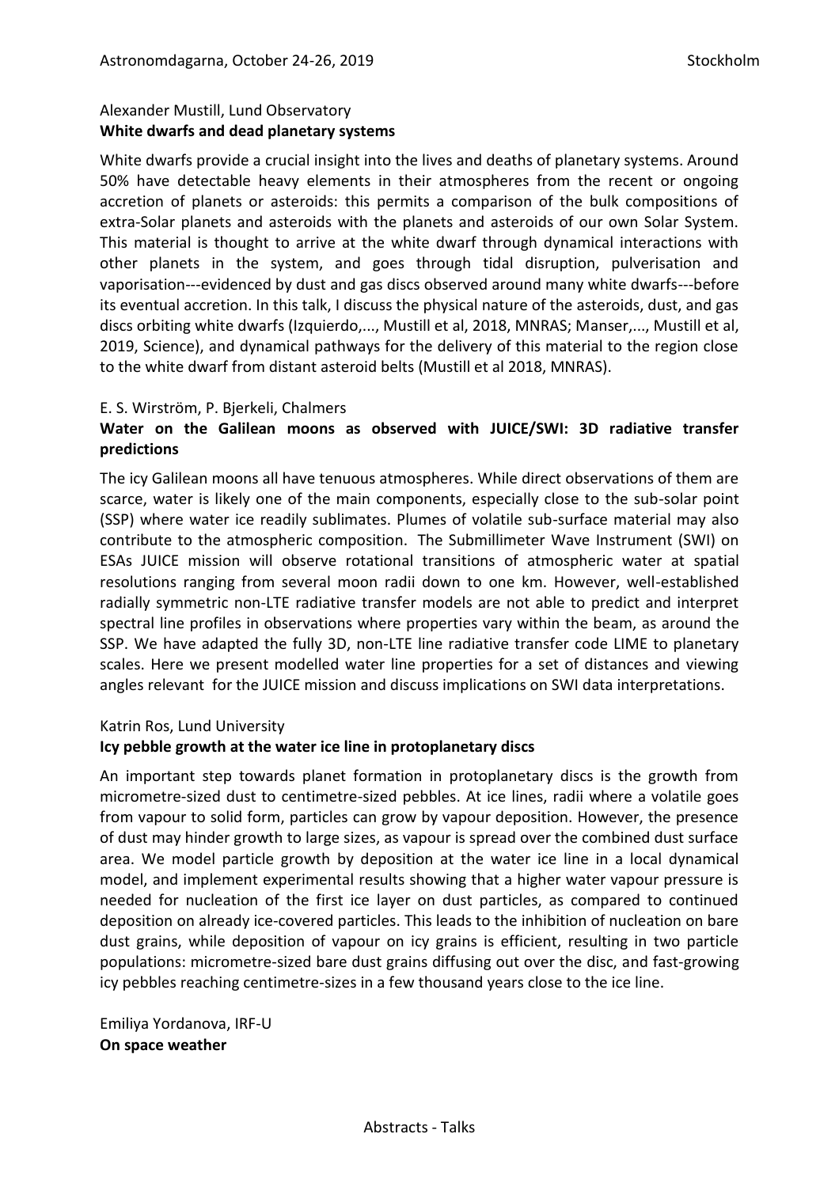Alexander Mustill, Lund Observatory
**White dwarfs and dead planetary systems**

White dwarfs provide a crucial insight into the lives and deaths of planetary systems. Around 50% have detectable heavy elements in their atmospheres from the recent or ongoing accretion of planets or asteroids: this permits a comparison of the bulk compositions of extra-Solar planets and asteroids with the planets and asteroids of our own Solar System. This material is thought to arrive at the white dwarf through dynamical interactions with other planets in the system, and goes through tidal disruption, pulverisation and vaporisation---evidenced by dust and gas discs observed around many white dwarfs---before its eventual accretion. In this talk, I discuss the physical nature of the asteroids, dust, and gas discs orbiting white dwarfs (Izquierdo,..., Mustill et al, 2018, MNRAS; Manser,..., Mustill et al, 2019, Science), and dynamical pathways for the delivery of this material to the region close to the white dwarf from distant asteroid belts (Mustill et al 2018, MNRAS).

E. S. Wirström, P. Bjerkeli, Chalmers
**Water on the Galilean moons as observed with JUICE/SWI: 3D radiative transfer predictions**

The icy Galilean moons all have tenuous atmospheres. While direct observations of them are scarce, water is likely one of the main components, especially close to the sub-solar point (SSP) where water ice readily sublimates. Plumes of volatile sub-surface material may also contribute to the atmospheric composition. The Submillimeter Wave Instrument (SWI) on ESAs JUICE mission will observe rotational transitions of atmospheric water at spatial resolutions ranging from several moon radii down to one km. However, well-established radially symmetric non-LTE radiative transfer models are not able to predict and interpret spectral line profiles in observations where properties vary within the beam, as around the SSP. We have adapted the fully 3D, non-LTE line radiative transfer code LIME to planetary scales. Here we present modelled water line properties for a set of distances and viewing angles relevant for the JUICE mission and discuss implications on SWI data interpretations.

Katrin Ros, Lund University
**Icy pebble growth at the water ice line in protoplanetary discs**

An important step towards planet formation in protoplanetary discs is the growth from micrometre-sized dust to centimetre-sized pebbles. At ice lines, radii where a volatile goes from vapour to solid form, particles can grow by vapour deposition. However, the presence of dust may hinder growth to large sizes, as vapour is spread over the combined dust surface area. We model particle growth by deposition at the water ice line in a local dynamical model, and implement experimental results showing that a higher water vapour pressure is needed for nucleation of the first ice layer on dust particles, as compared to continued deposition on already ice-covered particles. This leads to the inhibition of nucleation on bare dust grains, while deposition of vapour on icy grains is efficient, resulting in two particle populations: micrometre-sized bare dust grains diffusing out over the disc, and fast-growing icy pebbles reaching centimetre-sizes in a few thousand years close to the ice line.

Emiliya Yordanova, IRF-U
**On space weather**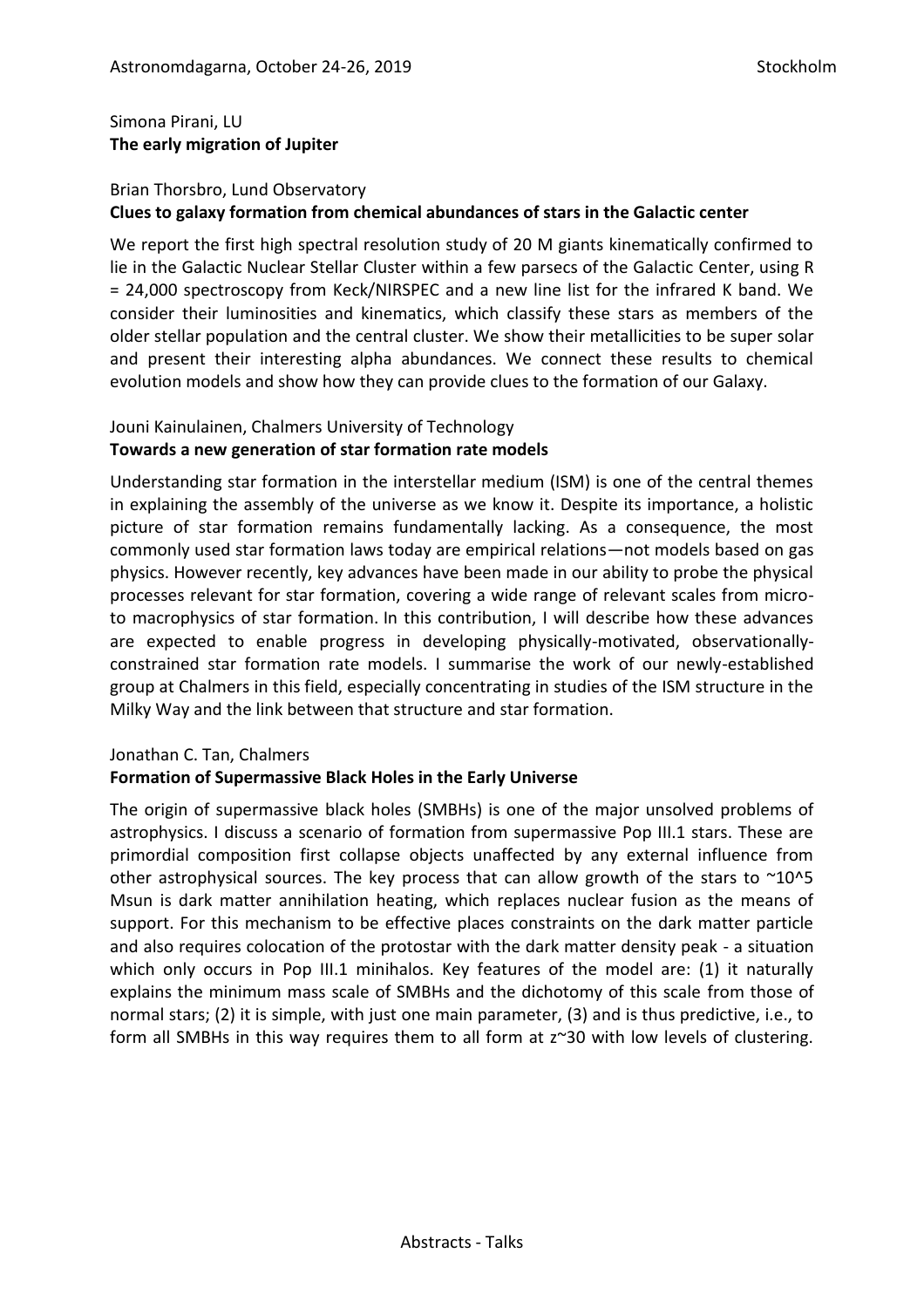Simona Pirani, LU

**The early migration of Jupiter**

Brian Thorsbro, Lund Observatory

**Clues to galaxy formation from chemical abundances of stars in the Galactic center**

We report the first high spectral resolution study of 20 M giants kinematically confirmed to lie in the Galactic Nuclear Stellar Cluster within a few parsecs of the Galactic Center, using R = 24,000 spectroscopy from Keck/NIRSPEC and a new line list for the infrared K band. We consider their luminosities and kinematics, which classify these stars as members of the older stellar population and the central cluster. We show their metallicities to be super solar and present their interesting alpha abundances. We connect these results to chemical evolution models and show how they can provide clues to the formation of our Galaxy.

Jouni Kainulainen, Chalmers University of Technology

**Towards a new generation of star formation rate models**

Understanding star formation in the interstellar medium (ISM) is one of the central themes in explaining the assembly of the universe as we know it. Despite its importance, a holistic picture of star formation remains fundamentally lacking. As a consequence, the most commonly used star formation laws today are empirical relations—not models based on gas physics. However recently, key advances have been made in our ability to probe the physical processes relevant for star formation, covering a wide range of relevant scales from micro- to macrophysics of star formation. In this contribution, I will describe how these advances are expected to enable progress in developing physically-motivated, observationally-constrained star formation rate models. I summarise the work of our newly-established group at Chalmers in this field, especially concentrating in studies of the ISM structure in the Milky Way and the link between that structure and star formation.

Jonathan C. Tan, Chalmers

**Formation of Supermassive Black Holes in the Early Universe**

The origin of supermassive black holes (SMBHs) is one of the major unsolved problems of astrophysics. I discuss a scenario of formation from supermassive Pop III.1 stars. These are primordial composition first collapse objects unaffected by any external influence from other astrophysical sources. The key process that can allow growth of the stars to $\sim 10^5$ Msun is dark matter annihilation heating, which replaces nuclear fusion as the means of support. For this mechanism to be effective places constraints on the dark matter particle and also requires colocation of the protostar with the dark matter density peak - a situation which only occurs in Pop III.1 minihalos. Key features of the model are: (1) it naturally explains the minimum mass scale of SMBHs and the dichotomy of this scale from those of normal stars; (2) it is simple, with just one main parameter, (3) and is thus predictive, i.e., to form all SMBHs in this way requires them to all form at $z \sim 30$ with low levels of clustering.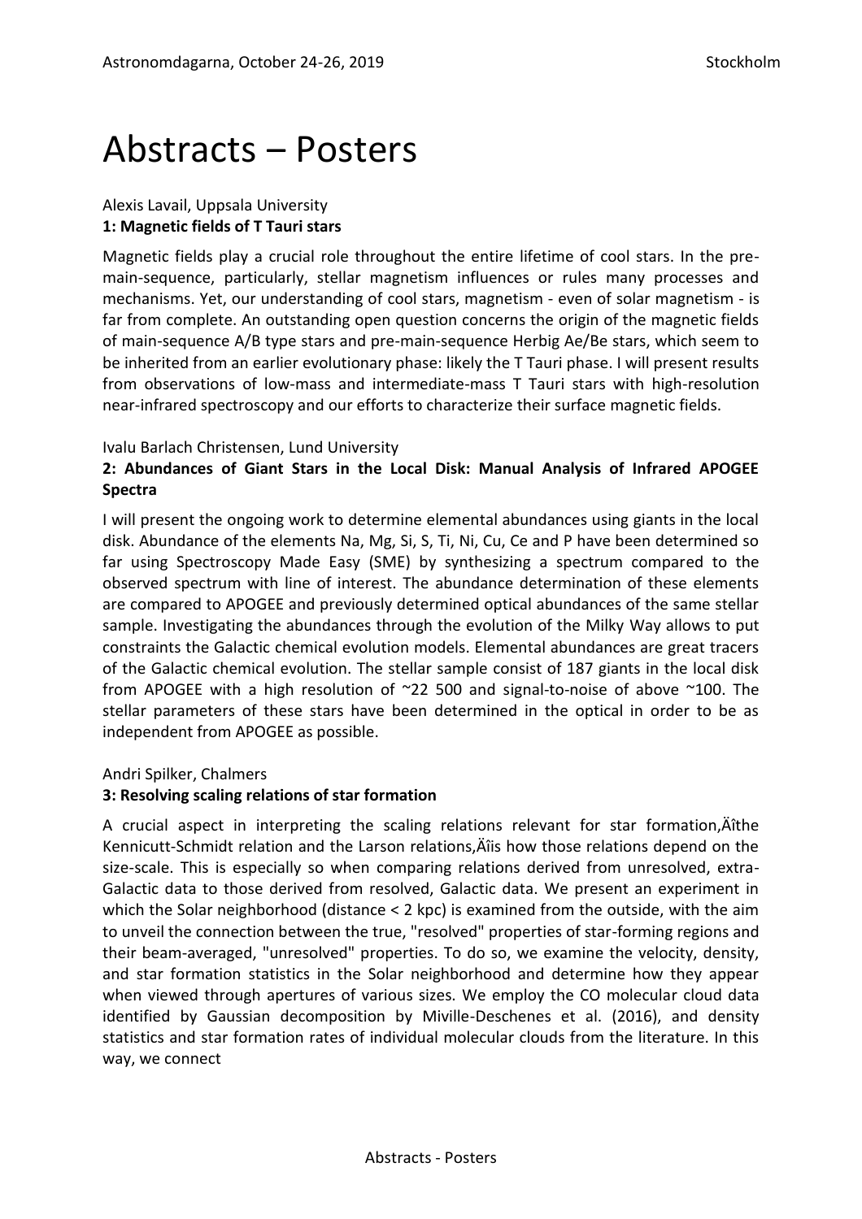# Abstracts – Posters

Alexis Lavail, Uppsala University

**1: Magnetic fields of T Tauri stars**

Magnetic fields play a crucial role throughout the entire lifetime of cool stars. In the pre-main-sequence, particularly, stellar magnetism influences or rules many processes and mechanisms. Yet, our understanding of cool stars, magnetism - even of solar magnetism - is far from complete. An outstanding open question concerns the origin of the magnetic fields of main-sequence A/B type stars and pre-main-sequence Herbig Ae/Be stars, which seem to be inherited from an earlier evolutionary phase: likely the T Tauri phase. I will present results from observations of low-mass and intermediate-mass T Tauri stars with high-resolution near-infrared spectroscopy and our efforts to characterize their surface magnetic fields.

Ivalu Barlach Christensen, Lund University

**2: Abundances of Giant Stars in the Local Disk: Manual Analysis of Infrared APOGEE Spectra**

I will present the ongoing work to determine elemental abundances using giants in the local disk. Abundance of the elements Na, Mg, Si, S, Ti, Ni, Cu, Ce and P have been determined so far using Spectroscopy Made Easy (SME) by synthesizing a spectrum compared to the observed spectrum with line of interest. The abundance determination of these elements are compared to APOGEE and previously determined optical abundances of the same stellar sample. Investigating the abundances through the evolution of the Milky Way allows to put constraints the Galactic chemical evolution models. Elemental abundances are great tracers of the Galactic chemical evolution. The stellar sample consist of 187 giants in the local disk from APOGEE with a high resolution of ~22 500 and signal-to-noise of above ~100. The stellar parameters of these stars have been determined in the optical in order to be as independent from APOGEE as possible.

Andri Spilker, Chalmers

**3: Resolving scaling relations of star formation**

A crucial aspect in interpreting the scaling relations relevant for star formation,Äîthe Kennicutt-Schmidt relation and the Larson relations,Äîis how those relations depend on the size-scale. This is especially so when comparing relations derived from unresolved, extra-Galactic data to those derived from resolved, Galactic data. We present an experiment in which the Solar neighborhood (distance < 2 kpc) is examined from the outside, with the aim to unveil the connection between the true, "resolved" properties of star-forming regions and their beam-averaged, "unresolved" properties. To do so, we examine the velocity, density, and star formation statistics in the Solar neighborhood and determine how they appear when viewed through apertures of various sizes. We employ the CO molecular cloud data identified by Gaussian decomposition by Miville-Deschenes et al. (2016), and density statistics and star formation rates of individual molecular clouds from the literature. In this way, we connect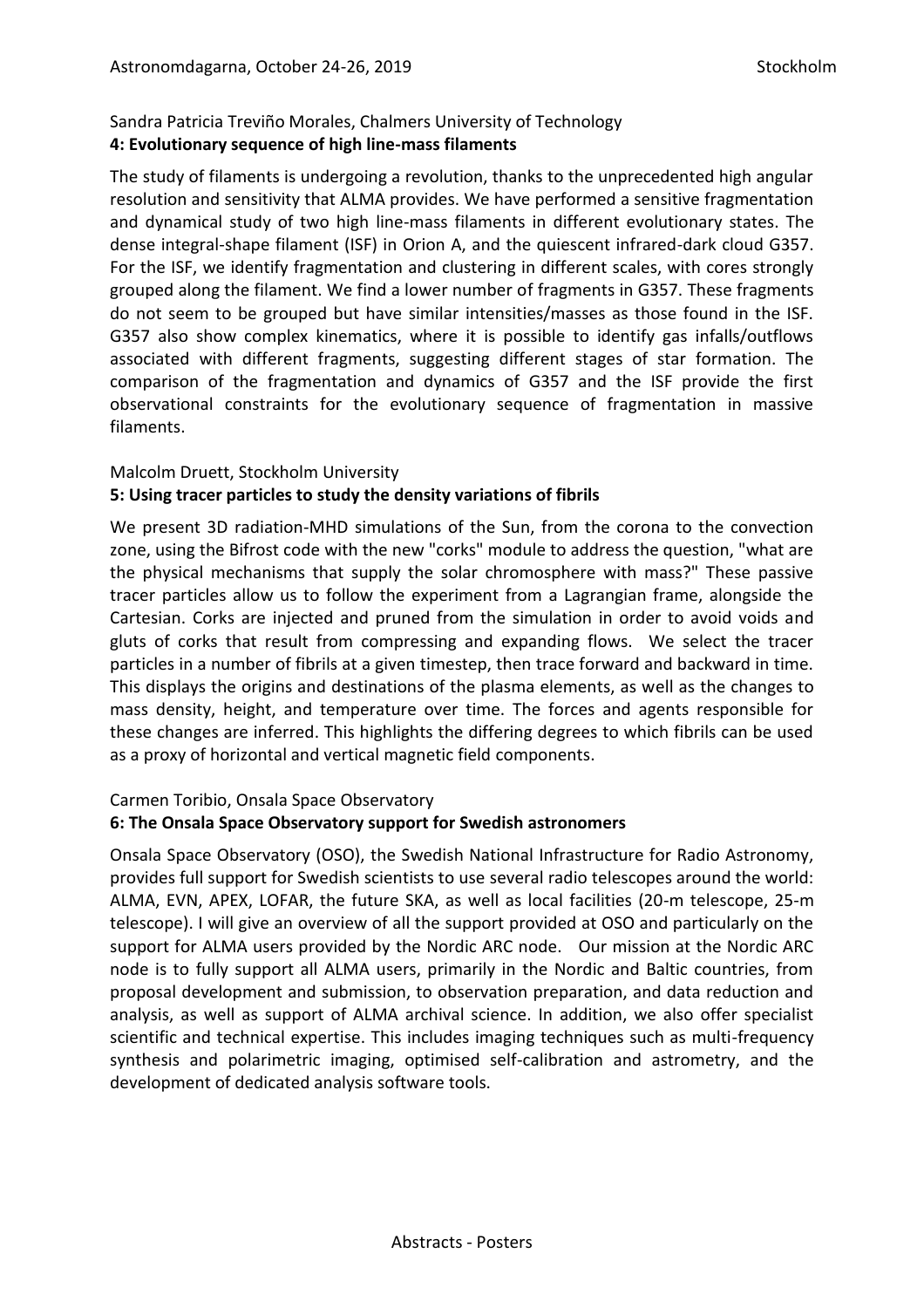Sandra Patricia Treviño Morales, Chalmers University of Technology

**4: Evolutionary sequence of high line-mass filaments**

The study of filaments is undergoing a revolution, thanks to the unprecedented high angular resolution and sensitivity that ALMA provides. We have performed a sensitive fragmentation and dynamical study of two high line-mass filaments in different evolutionary states. The dense integral-shape filament (ISF) in Orion A, and the quiescent infrared-dark cloud G357. For the ISF, we identify fragmentation and clustering in different scales, with cores strongly grouped along the filament. We find a lower number of fragments in G357. These fragments do not seem to be grouped but have similar intensities/masses as those found in the ISF. G357 also show complex kinematics, where it is possible to identify gas infalls/outflows associated with different fragments, suggesting different stages of star formation. The comparison of the fragmentation and dynamics of G357 and the ISF provide the first observational constraints for the evolutionary sequence of fragmentation in massive filaments.

Malcolm Druett, Stockholm University

**5: Using tracer particles to study the density variations of fibrils**

We present 3D radiation-MHD simulations of the Sun, from the corona to the convection zone, using the Bifrost code with the new "corks" module to address the question, "what are the physical mechanisms that supply the solar chromosphere with mass?" These passive tracer particles allow us to follow the experiment from a Lagrangian frame, alongside the Cartesian. Corks are injected and pruned from the simulation in order to avoid voids and gluts of corks that result from compressing and expanding flows. We select the tracer particles in a number of fibrils at a given timestep, then trace forward and backward in time. This displays the origins and destinations of the plasma elements, as well as the changes to mass density, height, and temperature over time. The forces and agents responsible for these changes are inferred. This highlights the differing degrees to which fibrils can be used as a proxy of horizontal and vertical magnetic field components.

Carmen Toribio, Onsala Space Observatory

**6: The Onsala Space Observatory support for Swedish astronomers**

Onsala Space Observatory (OSO), the Swedish National Infrastructure for Radio Astronomy, provides full support for Swedish scientists to use several radio telescopes around the world: ALMA, EVN, APEX, LOFAR, the future SKA, as well as local facilities (20-m telescope, 25-m telescope). I will give an overview of all the support provided at OSO and particularly on the support for ALMA users provided by the Nordic ARC node. Our mission at the Nordic ARC node is to fully support all ALMA users, primarily in the Nordic and Baltic countries, from proposal development and submission, to observation preparation, and data reduction and analysis, as well as support of ALMA archival science. In addition, we also offer specialist scientific and technical expertise. This includes imaging techniques such as multi-frequency synthesis and polarimetric imaging, optimised self-calibration and astrometry, and the development of dedicated analysis software tools.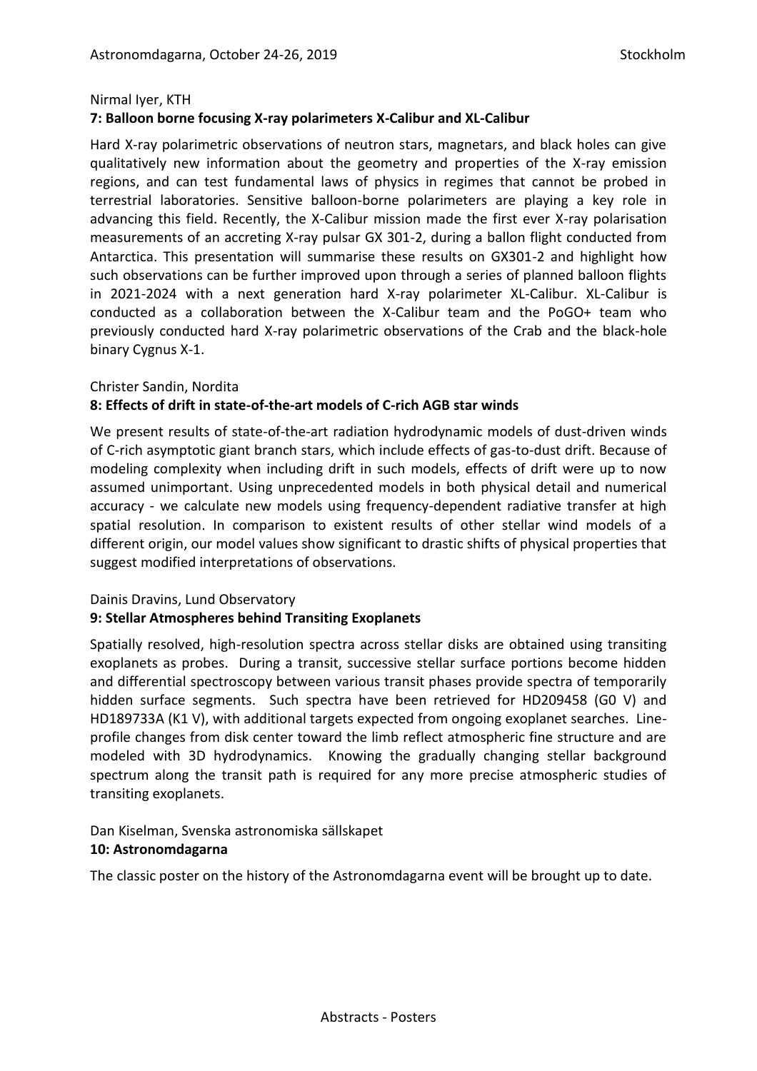Nirmal Iyer, KTH

**7: Balloon borne focusing X-ray polarimeters X-Calibur and XL-Calibur**

Hard X-ray polarimetric observations of neutron stars, magnetars, and black holes can give qualitatively new information about the geometry and properties of the X-ray emission regions, and can test fundamental laws of physics in regimes that cannot be probed in terrestrial laboratories. Sensitive balloon-borne polarimeters are playing a key role in advancing this field. Recently, the X-Calibur mission made the first ever X-ray polarisation measurements of an accreting X-ray pulsar GX 301-2, during a ballon flight conducted from Antarctica. This presentation will summarise these results on GX301-2 and highlight how such observations can be further improved upon through a series of planned balloon flights in 2021-2024 with a next generation hard X-ray polarimeter XL-Calibur. XL-Calibur is conducted as a collaboration between the X-Calibur team and the PoGO+ team who previously conducted hard X-ray polarimetric observations of the Crab and the black-hole binary Cygnus X-1.

Christer Sandin, Nordita

**8: Effects of drift in state-of-the-art models of C-rich AGB star winds**

We present results of state-of-the-art radiation hydrodynamic models of dust-driven winds of C-rich asymptotic giant branch stars, which include effects of gas-to-dust drift. Because of modeling complexity when including drift in such models, effects of drift were up to now assumed unimportant. Using unprecedented models in both physical detail and numerical accuracy - we calculate new models using frequency-dependent radiative transfer at high spatial resolution. In comparison to existent results of other stellar wind models of a different origin, our model values show significant to drastic shifts of physical properties that suggest modified interpretations of observations.

Dainis Dravins, Lund Observatory

**9: Stellar Atmospheres behind Transiting Exoplanets**

Spatially resolved, high-resolution spectra across stellar disks are obtained using transiting exoplanets as probes. During a transit, successive stellar surface portions become hidden and differential spectroscopy between various transit phases provide spectra of temporarily hidden surface segments. Such spectra have been retrieved for HD209458 (G0 V) and HD189733A (K1 V), with additional targets expected from ongoing exoplanet searches. Line-profile changes from disk center toward the limb reflect atmospheric fine structure and are modeled with 3D hydrodynamics. Knowing the gradually changing stellar background spectrum along the transit path is required for any more precise atmospheric studies of transiting exoplanets.

Dan Kiselman, Svenska astronomiska sällskapet

**10: Astronomdagarna**

The classic poster on the history of the Astronomdagarna event will be brought up to date.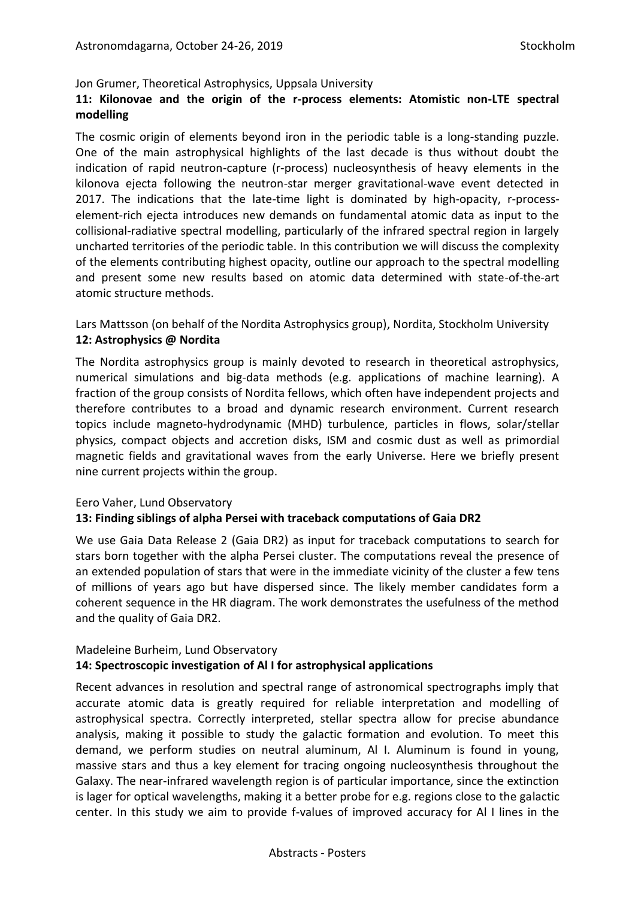Jon Grumer, Theoretical Astrophysics, Uppsala University

**11: Kilonovae and the origin of the r-process elements: Atomistic non-LTE spectral modelling**

The cosmic origin of elements beyond iron in the periodic table is a long-standing puzzle. One of the main astrophysical highlights of the last decade is thus without doubt the indication of rapid neutron-capture (r-process) nucleosynthesis of heavy elements in the kilonova ejecta following the neutron-star merger gravitational-wave event detected in 2017. The indications that the late-time light is dominated by high-opacity, r-process-element-rich ejecta introduces new demands on fundamental atomic data as input to the collisional-radiative spectral modelling, particularly of the infrared spectral region in largely uncharted territories of the periodic table. In this contribution we will discuss the complexity of the elements contributing highest opacity, outline our approach to the spectral modelling and present some new results based on atomic data determined with state-of-the-art atomic structure methods.

Lars Mattsson (on behalf of the Nordita Astrophysics group), Nordita, Stockholm University

**12: Astrophysics @ Nordita**

The Nordita astrophysics group is mainly devoted to research in theoretical astrophysics, numerical simulations and big-data methods (e.g. applications of machine learning). A fraction of the group consists of Nordita fellows, which often have independent projects and therefore contributes to a broad and dynamic research environment. Current research topics include magneto-hydrodynamic (MHD) turbulence, particles in flows, solar/stellar physics, compact objects and accretion disks, ISM and cosmic dust as well as primordial magnetic fields and gravitational waves from the early Universe. Here we briefly present nine current projects within the group.

Eero Vaher, Lund Observatory

**13: Finding siblings of alpha Persei with traceback computations of Gaia DR2**

We use Gaia Data Release 2 (Gaia DR2) as input for traceback computations to search for stars born together with the alpha Persei cluster. The computations reveal the presence of an extended population of stars that were in the immediate vicinity of the cluster a few tens of millions of years ago but have dispersed since. The likely member candidates form a coherent sequence in the HR diagram. The work demonstrates the usefulness of the method and the quality of Gaia DR2.

Madeleine Burheim, Lund Observatory

**14: Spectroscopic investigation of Al I for astrophysical applications**

Recent advances in resolution and spectral range of astronomical spectrographs imply that accurate atomic data is greatly required for reliable interpretation and modelling of astrophysical spectra. Correctly interpreted, stellar spectra allow for precise abundance analysis, making it possible to study the galactic formation and evolution. To meet this demand, we perform studies on neutral aluminum, Al I. Aluminum is found in young, massive stars and thus a key element for tracing ongoing nucleosynthesis throughout the Galaxy. The near-infrared wavelength region is of particular importance, since the extinction is lager for optical wavelengths, making it a better probe for e.g. regions close to the galactic center. In this study we aim to provide f-values of improved accuracy for Al I lines in the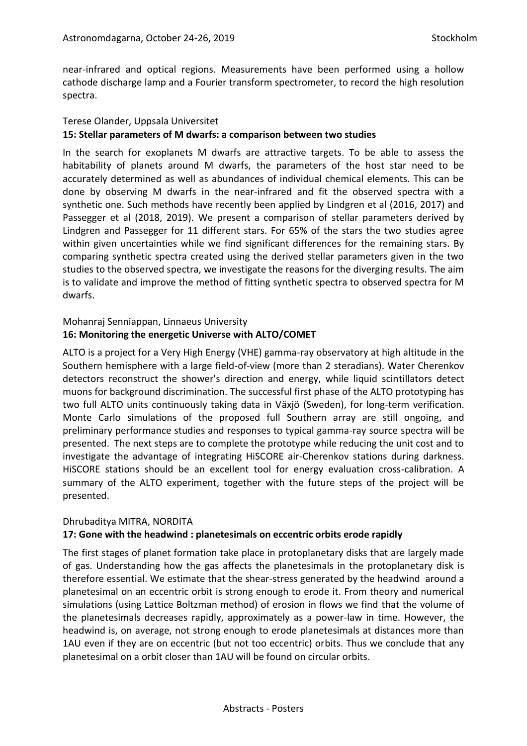near-infrared and optical regions. Measurements have been performed using a hollow cathode discharge lamp and a Fourier transform spectrometer, to record the high resolution spectra.

Terese Olander, Uppsala Universitet

**15: Stellar parameters of M dwarfs: a comparison between two studies**

In the search for exoplanets M dwarfs are attractive targets. To be able to assess the habitability of planets around M dwarfs, the parameters of the host star need to be accurately determined as well as abundances of individual chemical elements. This can be done by observing M dwarfs in the near-infrared and fit the observed spectra with a synthetic one. Such methods have recently been applied by Lindgren et al (2016, 2017) and Passegger et al (2018, 2019). We present a comparison of stellar parameters derived by Lindgren and Passegger for 11 different stars. For 65% of the stars the two studies agree within given uncertainties while we find significant differences for the remaining stars. By comparing synthetic spectra created using the derived stellar parameters given in the two studies to the observed spectra, we investigate the reasons for the diverging results. The aim is to validate and improve the method of fitting synthetic spectra to observed spectra for M dwarfs.

Mohanraj Senniappan, Linnaeus University

**16: Monitoring the energetic Universe with ALTO/COMET**

ALTO is a project for a Very High Energy (VHE) gamma-ray observatory at high altitude in the Southern hemisphere with a large field-of-view (more than 2 steradians). Water Cherenkov detectors reconstruct the shower's direction and energy, while liquid scintillators detect muons for background discrimination. The successful first phase of the ALTO prototyping has two full ALTO units continuously taking data in Växjö (Sweden), for long-term verification. Monte Carlo simulations of the proposed full Southern array are still ongoing, and preliminary performance studies and responses to typical gamma-ray source spectra will be presented. The next steps are to complete the prototype while reducing the unit cost and to investigate the advantage of integrating HiSCORE air-Cherenkov stations during darkness. HiSCORE stations should be an excellent tool for energy evaluation cross-calibration. A summary of the ALTO experiment, together with the future steps of the project will be presented.

Dhrubaditya MITRA, NORDITA

**17: Gone with the headwind : planetesimals on eccentric orbits erode rapidly**

The first stages of planet formation take place in protoplanetary disks that are largely made of gas. Understanding how the gas affects the planetesimals in the protoplanetary disk is therefore essential. We estimate that the shear-stress generated by the headwind around a planetesimal on an eccentric orbit is strong enough to erode it. From theory and numerical simulations (using Lattice Boltzman method) of erosion in flows we find that the volume of the planetesimals decreases rapidly, approximately as a power-law in time. However, the headwind is, on average, not strong enough to erode planetesimals at distances more than 1AU even if they are on eccentric (but not too eccentric) orbits. Thus we conclude that any planetesimal on a orbit closer than 1AU will be found on circular orbits.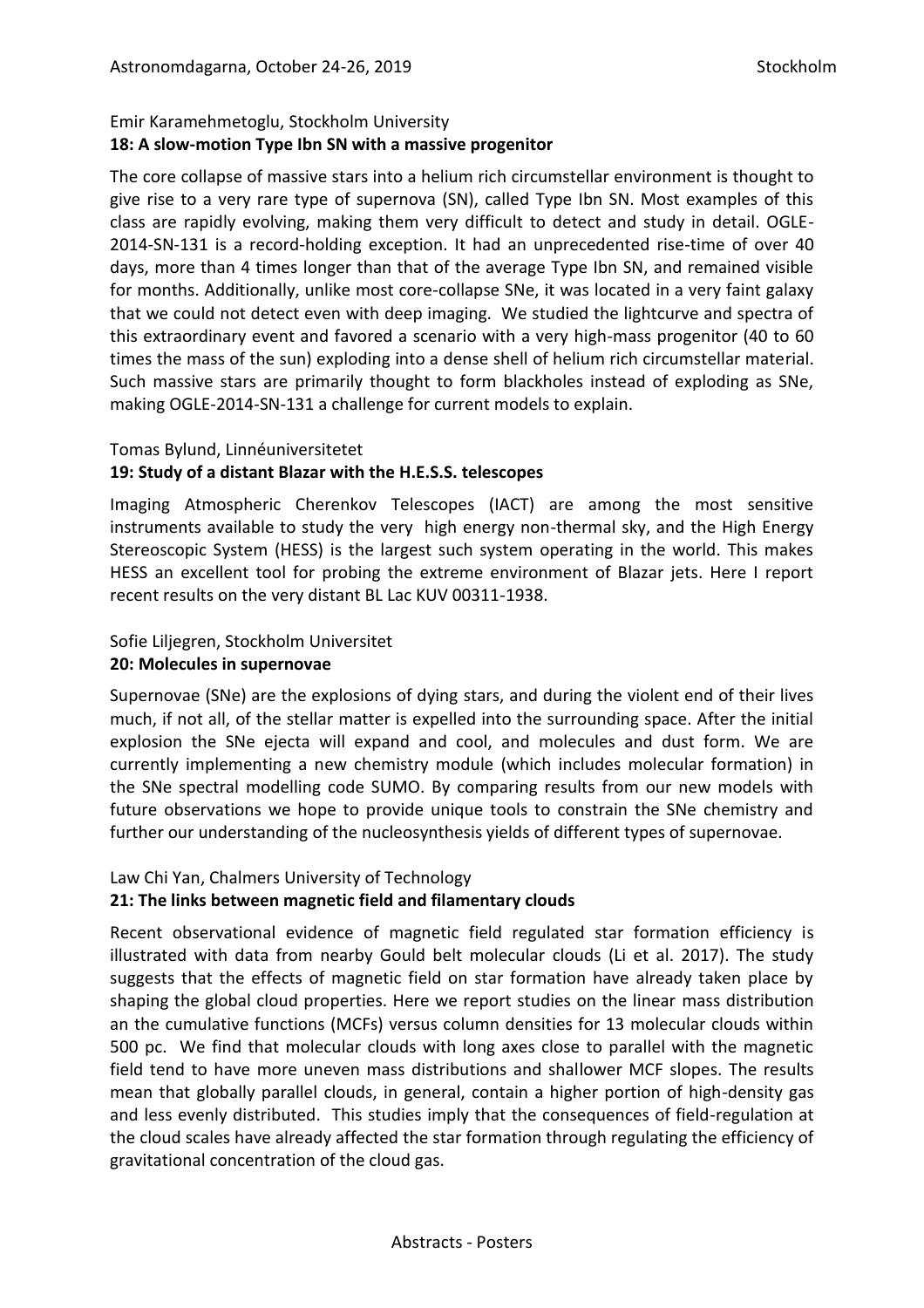Emir Karamehmetoglu, Stockholm University

**18: A slow-motion Type Ibn SN with a massive progenitor**

The core collapse of massive stars into a helium rich circumstellar environment is thought to give rise to a very rare type of supernova (SN), called Type Ibn SN. Most examples of this class are rapidly evolving, making them very difficult to detect and study in detail. OGLE-2014-SN-131 is a record-holding exception. It had an unprecedented rise-time of over 40 days, more than 4 times longer than that of the average Type Ibn SN, and remained visible for months. Additionally, unlike most core-collapse SNe, it was located in a very faint galaxy that we could not detect even with deep imaging. We studied the lightcurve and spectra of this extraordinary event and favored a scenario with a very high-mass progenitor (40 to 60 times the mass of the sun) exploding into a dense shell of helium rich circumstellar material. Such massive stars are primarily thought to form blackholes instead of exploding as SNe, making OGLE-2014-SN-131 a challenge for current models to explain.

Tomas Bylund, Linnéuniversitetet

**19: Study of a distant Blazar with the H.E.S.S. telescopes**

Imaging Atmospheric Cherenkov Telescopes (IACT) are among the most sensitive instruments available to study the very high energy non-thermal sky, and the High Energy Stereoscopic System (HESS) is the largest such system operating in the world. This makes HESS an excellent tool for probing the extreme environment of Blazar jets. Here I report recent results on the very distant BL Lac KUV 00311-1938.

Sofie Liljegren, Stockholm Universitet

**20: Molecules in supernovae**

Supernovae (SNe) are the explosions of dying stars, and during the violent end of their lives much, if not all, of the stellar matter is expelled into the surrounding space. After the initial explosion the SNe ejecta will expand and cool, and molecules and dust form. We are currently implementing a new chemistry module (which includes molecular formation) in the SNe spectral modelling code SUMO. By comparing results from our new models with future observations we hope to provide unique tools to constrain the SNe chemistry and further our understanding of the nucleosynthesis yields of different types of supernovae.

Law Chi Yan, Chalmers University of Technology

**21: The links between magnetic field and filamentary clouds**

Recent observational evidence of magnetic field regulated star formation efficiency is illustrated with data from nearby Gould belt molecular clouds (Li et al. 2017). The study suggests that the effects of magnetic field on star formation have already taken place by shaping the global cloud properties. Here we report studies on the linear mass distribution an the cumulative functions (MCFs) versus column densities for 13 molecular clouds within 500 pc. We find that molecular clouds with long axes close to parallel with the magnetic field tend to have more uneven mass distributions and shallower MCF slopes. The results mean that globally parallel clouds, in general, contain a higher portion of high-density gas and less evenly distributed. This studies imply that the consequences of field-regulation at the cloud scales have already affected the star formation through regulating the efficiency of gravitational concentration of the cloud gas.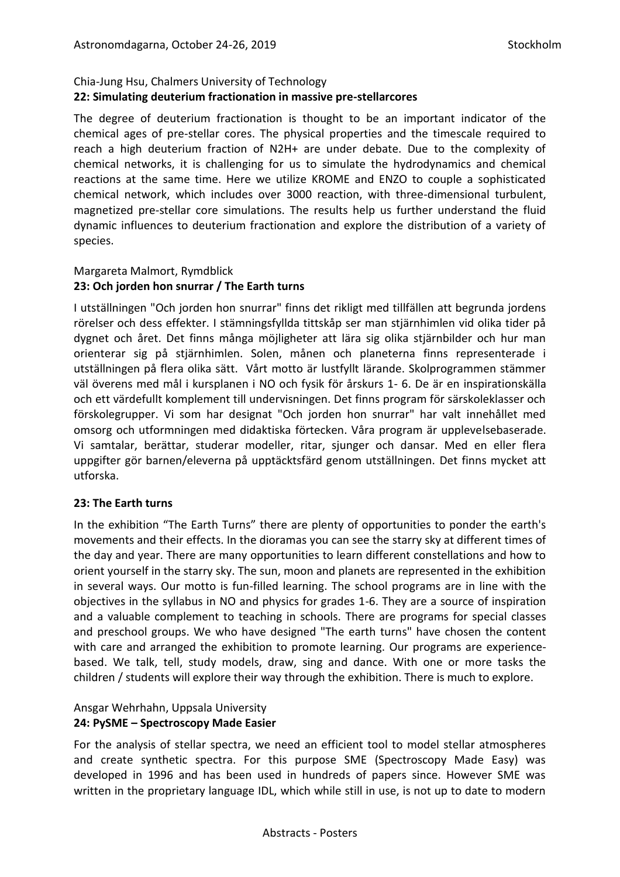Chia-Jung Hsu, Chalmers University of Technology

### 22: Simulating deuterium fractionation in massive pre-stellarcores

The degree of deuterium fractionation is thought to be an important indicator of the chemical ages of pre-stellar cores. The physical properties and the timescale required to reach a high deuterium fraction of N2H+ are under debate. Due to the complexity of chemical networks, it is challenging for us to simulate the hydrodynamics and chemical reactions at the same time. Here we utilize KROME and ENZO to couple a sophisticated chemical network, which includes over 3000 reaction, with three-dimensional turbulent, magnetized pre-stellar core simulations. The results help us further understand the fluid dynamic influences to deuterium fractionation and explore the distribution of a variety of species.

Margareta Malmort, Rymdblick

### 23: Och jorden hon snurrar / The Earth turns

I utställningen "Och jorden hon snurrar" finns det rikligt med tillfällen att begrunda jordens rörelser och dess effekter. I stämningsfyllda tittskåp ser man stjärnhimlen vid olika tider på dygnet och året. Det finns många möjligheter att lära sig olika stjärnbilder och hur man orienterar sig på stjärnhimlen. Solen, månen och planeterna finns representerade i utställningen på flera olika sätt. Vårt motto är lustfyllt lärande. Skolprogrammen stämmer väl överens med mål i kursplanen i NO och fysik för årskurs 1- 6. De är en inspirationskälla och ett värdefullt komplement till undervisningen. Det finns program för särskoleklasser och förskolegrupper. Vi som har designat "Och jorden hon snurrar" har valt innehållet med omsorg och utformningen med didaktiska förtecken. Våra program är upplevelsebaserade. Vi samtalar, berättar, studerar modeller, ritar, sjunger och dansar. Med en eller flera uppgifter gör barnen/eleverna på upptäcktsfärd genom utställningen. Det finns mycket att utforska.

### 23: The Earth turns

In the exhibition "The Earth Turns" there are plenty of opportunities to ponder the earth's movements and their effects. In the dioramas you can see the starry sky at different times of the day and year. There are many opportunities to learn different constellations and how to orient yourself in the starry sky. The sun, moon and planets are represented in the exhibition in several ways. Our motto is fun-filled learning. The school programs are in line with the objectives in the syllabus in NO and physics for grades 1-6. They are a source of inspiration and a valuable complement to teaching in schools. There are programs for special classes and preschool groups. We who have designed "The earth turns" have chosen the content with care and arranged the exhibition to promote learning. Our programs are experience-based. We talk, tell, study models, draw, sing and dance. With one or more tasks the children / students will explore their way through the exhibition. There is much to explore.

Ansgar Wehrhahn, Uppsala University

### 24: PySME – Spectroscopy Made Easier

For the analysis of stellar spectra, we need an efficient tool to model stellar atmospheres and create synthetic spectra. For this purpose SME (Spectroscopy Made Easy) was developed in 1996 and has been used in hundreds of papers since. However SME was written in the proprietary language IDL, which while still in use, is not up to date to modern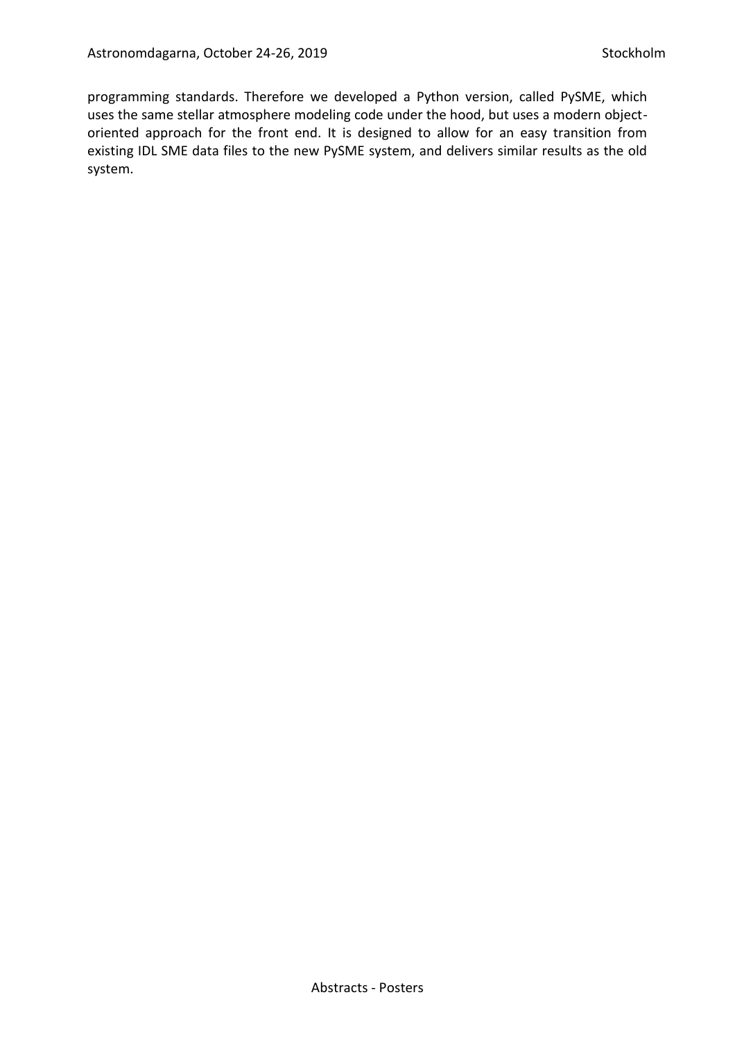programming standards. Therefore we developed a Python version, called PySME, which uses the same stellar atmosphere modeling code under the hood, but uses a modern object-oriented approach for the front end. It is designed to allow for an easy transition from existing IDL SME data files to the new PySME system, and delivers similar results as the old system.